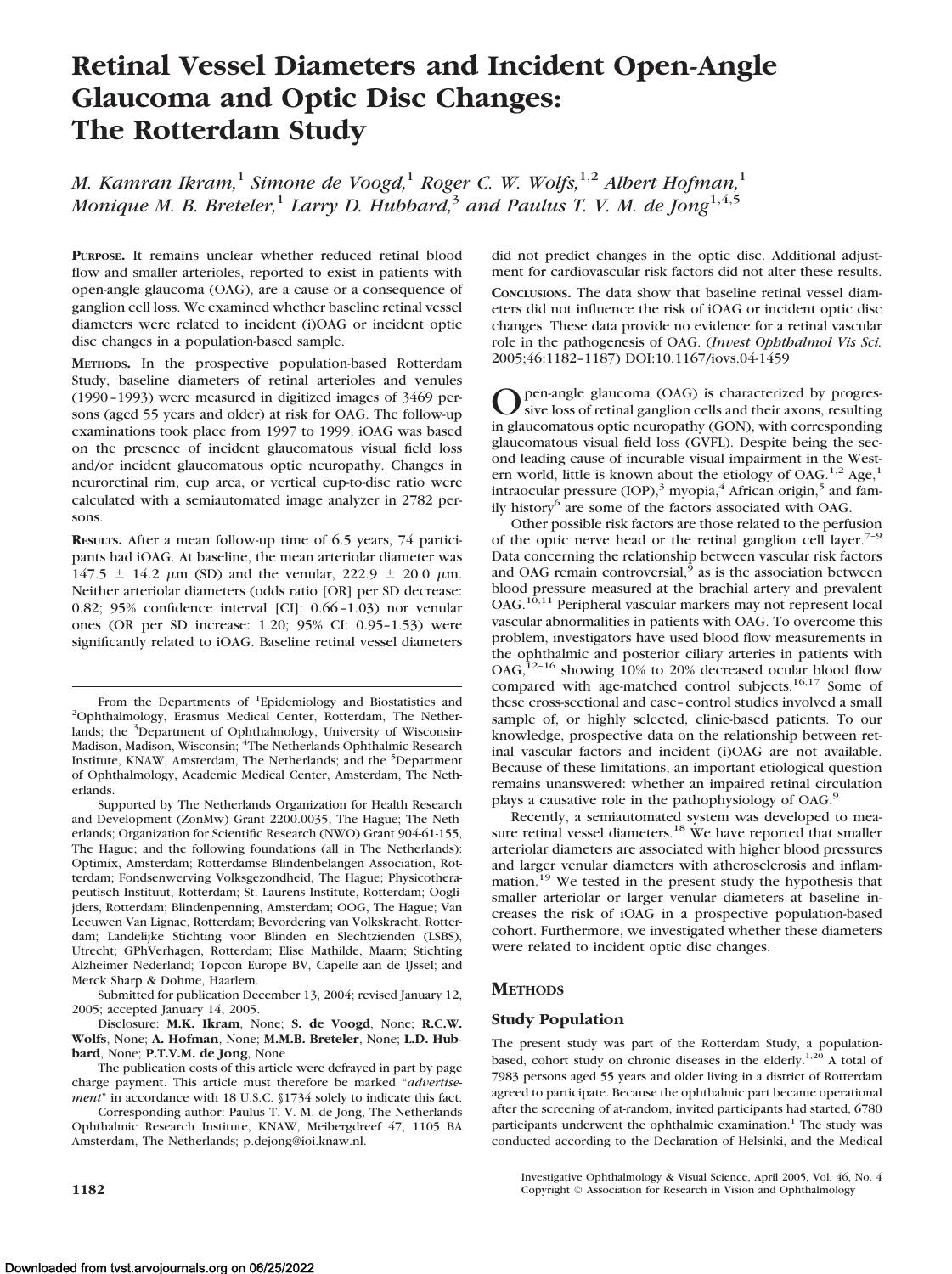# Retinal Vessel Diameters and Incident Open-Angle Glaucoma and Optic Disc Changes: The Rotterdam Study

*M. Kamran Ikram,[1] Simone de Voogd,[1] Roger C. W. Wolfs,[1,2] Albert Hofman,[1] Monique M. B. Breteler,[1] Larry D. Hubbard,[3] and Paulus T. V. M. de Jong[1,4,5]*

**PURPOSE.** It remains unclear whether reduced retinal blood flow and smaller arterioles, reported to exist in patients with open-angle glaucoma (OAG), are a cause or a consequence of ganglion cell loss. We examined whether baseline retinal vessel diameters were related to incident (i)OAG or incident optic disc changes in a population-based sample.

**METHODS.** In the prospective population-based Rotterdam Study, baseline diameters of retinal arterioles and venules (1990–1993) were measured in digitized images of 3469 persons (aged 55 years and older) at risk for OAG. The follow-up examinations took place from 1997 to 1999. iOAG was based on the presence of incident glaucomatous visual field loss and/or incident glaucomatous optic neuropathy. Changes in neuroretinal rim, cup area, or vertical cup-to-disc ratio were calculated with a semiautomated image analyzer in 2782 persons.

**RESULTS.** After a mean follow-up time of 6.5 years, 74 participants had iOAG. At baseline, the mean arteriolar diameter was $147.5 \pm 14.2$ μm (SD) and the venular, $222.9 \pm 20.0$ μm. Neither arteriolar diameters (odds ratio [OR] per SD decrease: 0.82; 95% confidence interval [CI]: 0.66–1.03) nor venular ones (OR per SD increase: 1.20; 95% CI: 0.95–1.53) were significantly related to iOAG. Baseline retinal vessel diameters did not predict changes in the optic disc. Additional adjustment for cardiovascular risk factors did not alter these results.

**CONCLUSIONS.** The data show that baseline retinal vessel diameters did not influence the risk of iOAG or incident optic disc changes. These data provide no evidence for a retinal vascular role in the pathogenesis of OAG. (*Invest Ophthalmol Vis Sci.* 2005;46:1182–1187) DOI:10.1167/iovs.04-1459

Open-angle glaucoma (OAG) is characterized by progressive loss of retinal ganglion cells and their axons, resulting in glaucomatous optic neuropathy (GON), with corresponding glaucomatous visual field loss (GVFL). Despite being the second leading cause of incurable visual impairment in the Western world, little is known about the etiology of OAG.[1,2] Age,[1] intraocular pressure (IOP),[3] myopia,[4] African origin,[5] and family history[6] are some of the factors associated with OAG.

Other possible risk factors are those related to the perfusion of the optic nerve head or the retinal ganglion cell layer.[7–9] Data concerning the relationship between vascular risk factors and OAG remain controversial,[9] as is the association between blood pressure measured at the brachial artery and prevalent OAG.[10,11] Peripheral vascular markers may not represent local vascular abnormalities in patients with OAG. To overcome this problem, investigators have used blood flow measurements in the ophthalmic and posterior ciliary arteries in patients with OAG,[12–16] showing 10% to 20% decreased ocular blood flow compared with age-matched control subjects.[16,17] Some of these cross-sectional and case–control studies involved a small sample of, or highly selected, clinic-based patients. To our knowledge, prospective data on the relationship between retinal vascular factors and incident (i)OAG are not available. Because of these limitations, an important etiological question remains unanswered: whether an impaired retinal circulation plays a causative role in the pathophysiology of OAG.[9]

Recently, a semiautomated system was developed to measure retinal vessel diameters.[18] We have reported that smaller arteriolar diameters are associated with higher blood pressures and larger venular diameters with atherosclerosis and inflammation.[19] We tested in the present study the hypothesis that smaller arteriolar or larger venular diameters at baseline increases the risk of iOAG in a prospective population-based cohort. Furthermore, we investigated whether these diameters were related to incident optic disc changes.

## METHODS

### Study Population

The present study was part of the Rotterdam Study, a population-based, cohort study on chronic diseases in the elderly.[1,20] A total of 7983 persons aged 55 years and older living in a district of Rotterdam agreed to participate. Because the ophthalmic part became operational after the screening of at-random, invited participants had started, 6780 participants underwent the ophthalmic examination.[1] The study was conducted according to the Declaration of Helsinki, and the Medical

From the Departments of [1]Epidemiology and Biostatistics and [2]Ophthalmology, Erasmus Medical Center, Rotterdam, The Netherlands; the [3]Department of Ophthalmology, University of Wisconsin-Madison, Madison, Wisconsin; [4]The Netherlands Ophthalmic Research Institute, KNAW, Amsterdam, The Netherlands; and the [5]Department of Ophthalmology, Academic Medical Center, Amsterdam, The Netherlands.

Supported by The Netherlands Organization for Health Research and Development (ZonMw) Grant 2200.0035, The Hague; The Netherlands; Organization for Scientific Research (NWO) Grant 904-61-155, The Hague; and the following foundations (all in The Netherlands): Optimix, Amsterdam; Rotterdamse Blindenbelangen Association, Rotterdam; Fondsenwerving Volksgezondheid, The Hague; Physicotherapeutisch Instituut, Rotterdam; St. Laurens Institute, Rotterdam; Ooglijders, Rotterdam; Blindenpenning, Amsterdam; OOG, The Hague; Van Leeuwen Van Lignac, Rotterdam; Bevordering van Volkskracht, Rotterdam; Landelijke Stichting voor Blinden en Slechtzienden (LSBS), Utrecht; GPhVerhagen, Rotterdam; Elise Mathilde, Maarn; Stichting Alzheimer Nederland; Topcon Europe BV, Capelle aan de IJssel; and Merck Sharp & Dohme, Haarlem.

Submitted for publication December 13, 2004; revised January 12, 2005; accepted January 14, 2005.

Disclosure: **M.K. Ikram**, None; **S. de Voogd**, None; **R.C.W. Wolfs**, None; **A. Hofman**, None; **M.M.B. Breteler**, None; **L.D. Hubbard**, None; **P.T.V.M. de Jong**, None

The publication costs of this article were defrayed in part by page charge payment. This article must therefore be marked "*advertisement*" in accordance with 18 U.S.C. §1734 solely to indicate this fact.

Corresponding author: Paulus T. V. M. de Jong, The Netherlands Ophthalmic Research Institute, KNAW, Meibergdreef 47, 1105 BA Amsterdam, The Netherlands; p.dejong@ioi.knaw.nl.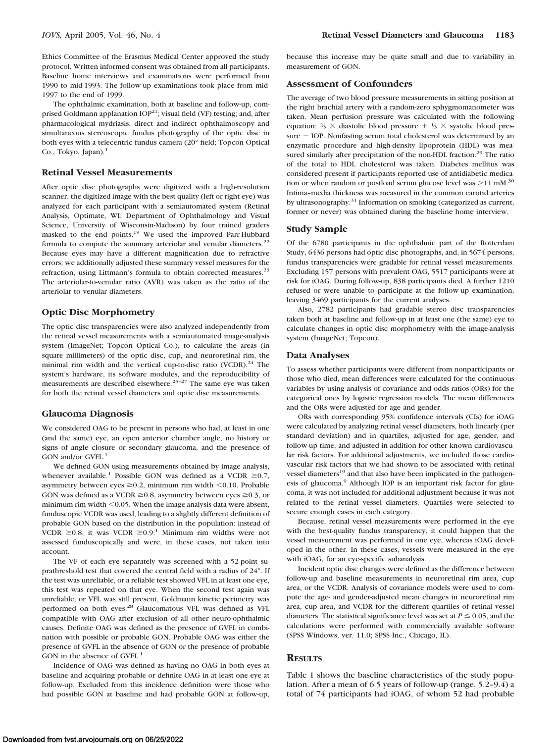Ethics Committee of the Erasmus Medical Center approved the study protocol. Written informed consent was obtained from all participants. Baseline home interviews and examinations were performed from 1990 to mid-1993. The follow-up examinations took place from mid-1997 to the end of 1999.

The ophthalmic examination, both at baseline and follow-up, comprised Goldmann applanation IOP[21]; visual field (VF) testing; and, after pharmacological mydriasis, direct and indirect ophthalmoscopy and simultaneous stereoscopic fundus photography of the optic disc in both eyes with a telecentric fundus camera (20° field; Topcon Optical Co., Tokyo, Japan).[1]

## Retinal Vessel Measurements

After optic disc photographs were digitized with a high-resolution scanner, the digitized image with the best quality (left or right eye) was analyzed for each participant with a semiautomated system (Retinal Analysis, Optimate, WI; Department of Ophthalmology and Visual Science, University of Wisconsin-Madison) by four trained graders masked to the end points.[19] We used the improved Parr-Hubbard formula to compute the summary arteriolar and venular diameters.[22] Because eyes may have a different magnification due to refractive errors, we additionally adjusted these summary vessel measures for the refraction, using Littmann's formula to obtain corrected measures.[23] The arteriolar-to-venular ratio (AVR) was taken as the ratio of the arteriolar to venular diameters.

## Optic Disc Morphometry

The optic disc transparencies were also analyzed independently from the retinal vessel measurements with a semiautomated image-analysis system (ImageNet; Topcon Optical Co.), to calculate the areas (in square millimeters) of the optic disc, cup, and neuroretinal rim, the minimal rim width and the vertical cup-to-disc ratio (VCDR).[24] The system's hardware, its software modules, and the reproducibility of measurements are described elsewhere.[25–27] The same eye was taken for both the retinal vessel diameters and optic disc measurements.

## Glaucoma Diagnosis

We considered OAG to be present in persons who had, at least in one (and the same) eye, an open anterior chamber angle, no history or signs of angle closure or secondary glaucoma, and the presence of GON and/or GVFL.[1]

We defined GON using measurements obtained by image analysis, whenever available.[1] Possible GON was defined as a VCDR $\geq$0.7, asymmetry between eyes $\geq$0.2, minimum rim width $<$0.10. Probable GON was defined as a VCDR $\geq$0.8, asymmetry between eyes $\geq$0.3, or minimum rim width $<$0.05. When the image-analysis data were absent, funduscopic VCDR was used, leading to a slightly different definition of probable GON based on the distribution in the population: instead of VCDR $\geq$0.8, it was VCDR $\geq$0.9.[1] Minimum rim widths were not assessed funduscopically and were, in these cases, not taken into account.

The VF of each eye separately was screened with a 52-point suprathreshold test that covered the central field with a radius of 24°. If the test was unreliable, or a reliable test showed VFL in at least one eye, this test was repeated on that eye. When the second test again was unreliable, or VFL was still present, Goldmann kinetic perimetry was performed on both eyes.[28] Glaucomatous VFL was defined as VFL compatible with OAG after exclusion of all other neuro-ophthalmic causes. Definite OAG was defined as the presence of GVFL in combination with possible or probable GON. Probable OAG was either the presence of GVFL in the absence of GON or the presence of probable GON in the absence of GVFL.[1]

Incidence of OAG was defined as having no OAG in both eyes at baseline and acquiring probable or definite OAG in at least one eye at follow-up. Excluded from this incidence definition were those who had possible GON at baseline and had probable GON at follow-up, because this increase may be quite small and due to variability in measurement of GON.

## Assessment of Confounders

The average of two blood pressure measurements in sitting position at the right brachial artery with a random-zero sphygmomanometer was taken. Mean perfusion pressure was calculated with the following equation: $\frac{2}{3}$ × diastolic blood pressure + $\frac{1}{3}$ × systolic blood pressure − IOP. Nonfasting serum total cholesterol was determined by an enzymatic procedure and high-density lipoprotein (HDL) was measured similarly after precipitation of the non-HDL fraction.[29] The ratio of the total to HDL cholesterol was taken. Diabetes mellitus was considered present if participants reported use of antidiabetic medication or when random or postload serum glucose level was $>$11 mM.[30] Intima–media thickness was measured in the common carotid arteries by ultrasonography.[31] Information on smoking (categorized as current, former or never) was obtained during the baseline home interview.

## Study Sample

Of the 6780 participants in the ophthalmic part of the Rotterdam Study, 6436 persons had optic disc photographs, and, in 5674 persons, fundus transparencies were gradable for retinal vessel measurements. Excluding 157 persons with prevalent OAG, 5517 participants were at risk for iOAG. During follow-up, 838 participants died. A further 1210 refused or were unable to participate at the follow-up examination, leaving 3469 participants for the current analyses.

Also, 2782 participants had gradable stereo disc transparencies taken both at baseline and follow-up in at least one (the same) eye to calculate changes in optic disc morphometry with the image-analysis system (ImageNet; Topcon).

## Data Analyses

To assess whether participants were different from nonparticipants or those who died, mean differences were calculated for the continuous variables by using analysis of covariance and odds ratios (ORs) for the categorical ones by logistic regression models. The mean differences and the ORs were adjusted for age and gender.

ORs with corresponding 95% confidence intervals (CIs) for iOAG were calculated by analyzing retinal vessel diameters, both linearly (per standard deviation) and in quartiles, adjusted for age, gender, and follow-up time, and adjusted in addition for other known cardiovascular risk factors. For additional adjustments, we included those cardiovascular risk factors that we had shown to be associated with retinal vessel diameters[19] and that also have been implicated in the pathogenesis of glaucoma.[9] Although IOP is an important risk factor for glaucoma, it was not included for additional adjustment because it was not related to the retinal vessel diameters. Quartiles were selected to secure enough cases in each category.

Because, retinal vessel measurements were performed in the eye with the best-quality fundus transparency, it could happen that the vessel measurement was performed in one eye, whereas iOAG developed in the other. In these cases, vessels were measured in the eye with iOAG, for an eye-specific subanalysis.

Incident optic disc changes were defined as the difference between follow-up and baseline measurements in neuroretinal rim area, cup area, or the VCDR. Analysis of covariance models were used to compute the age- and gender-adjusted mean changes in neuroretinal rim area, cup area, and VCDR for the different quartiles of retinal vessel diameters. The statistical significance level was set at $P \leq 0.05$, and the calculations were performed with commercially available software (SPSS Windows, ver. 11.0; SPSS Inc., Chicago, IL).

# Results

Table 1 shows the baseline characteristics of the study population. After a mean of 6.5 years of follow-up (range, 5.2–9.4) a total of 74 participants had iOAG, of whom 52 had probable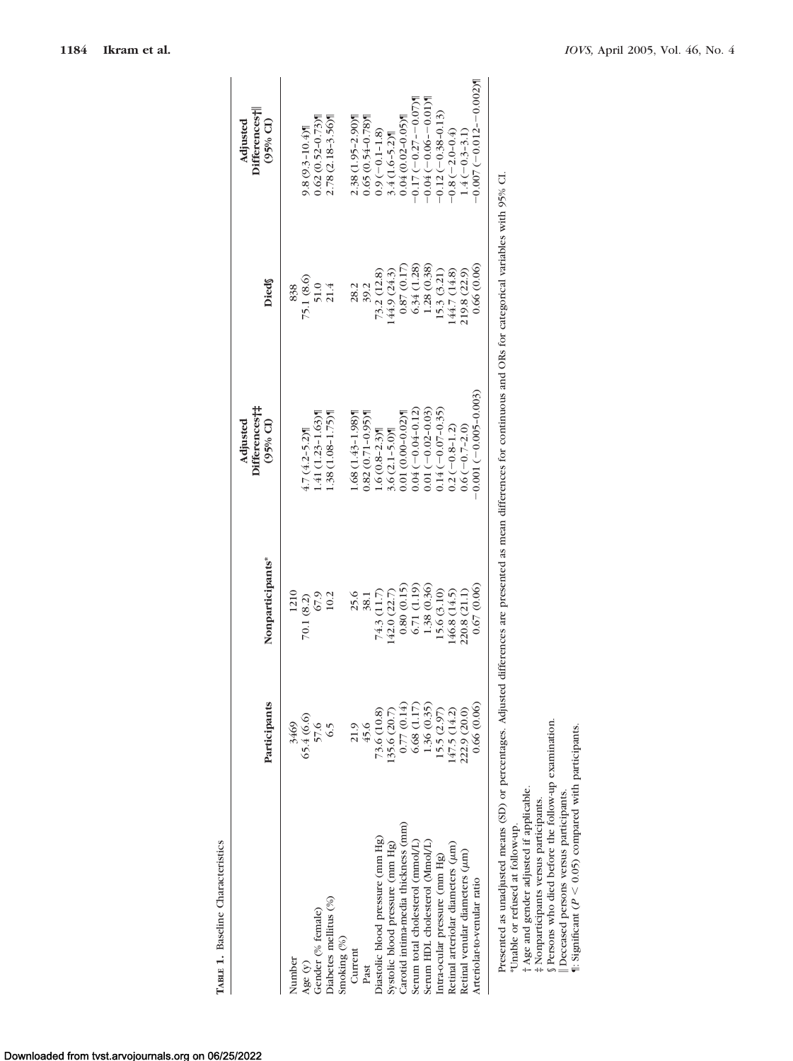**TABLE 1.** Baseline Characteristics

| | Participants | Nonparticipants* | Adjusted Differences†‡ (95% CI) | Died§ | Adjusted Differences†‖ (95% CI) |
|---|---|---|---|---|---|
| Number | 3469 | 1210 | | 838 | |
| Age (y) | 65.4 (6.6) | 70.1 (8.2) | 4.7 (4.2–5.2)¶ | 75.1 (8.6) | 9.8 (9.3–10.4)¶ |
| Gender (% female) | 57.6 | 67.9 | 1.41 (1.23–1.63)¶ | 51.0 | 0.62 (0.52–0.73)¶ |
| Diabetes mellitus (%) | 6.5 | 10.2 | 1.38 (1.08–1.75)¶ | 21.4 | 2.78 (2.18–3.56)¶ |
| Smoking (%) | | | | | |
| Current | 21.9 | 25.6 | 1.68 (1.43–1.98)¶ | 28.2 | 2.38 (1.95–2.90)¶ |
| Past | 45.6 | 38.1 | 0.82 (0.71–0.95)¶ | 39.2 | 0.65 (0.54–0.78)¶ |
| Diastolic blood pressure (mm Hg) | 73.6 (10.8) | 74.3 (11.7) | 1.6 (0.8–2.3)¶ | 73.2 (12.8) | 0.9 (−0.1–1.8) |
| Systolic blood pressure (mm Hg) | 135.6 (20.7) | 142.0 (22.7) | 3.6 (2.1–5.0)¶ | 144.9 (24.3) | 3.4 (1.6–5.2)¶ |
| Carotid intima-media thickness (mm) | 0.77 (0.14) | 0.80 (0.15) | 0.01 (0.00–0.02)¶ | 0.87 (0.17) | 0.04 (0.02–0.05)¶ |
| Serum total cholesterol (mmol/L) | 6.68 (1.17) | 6.71 (1.19) | 0.04 (−0.04–0.12) | 6.34 (1.28) | −0.17 (−0.27–−0.07)¶ |
| Serum HDL cholesterol (Mmol/L) | 1.36 (0.35) | 1.38 (0.36) | 0.01 (−0.02–0.03) | 1.28 (0.38) | −0.04 (−0.06–−0.01)¶ |
| Intra-ocular pressure (mm Hg) | 15.5 (2.97) | 15.6 (3.10) | 0.14 (−0.07–0.35) | 15.3 (3.21) | −0.12 (−0.38–0.13) |
| Retinal arteriolar diameters (μm) | 147.5 (14.2) | 146.8 (14.5) | 0.2 (−0.8–1.2) | 144.7 (14.8) | −0.8 (−2.0–0.4) |
| Retinal venular diameters (μm) | 222.9 (20.0) | 220.8 (21.1) | 0.6 (−0.7–2.0) | 219.8 (22.9) | 1.4 (−0.3–3.1) |
| Arteriolar-to-venular ratio | 0.66 (0.06) | 0.67 (0.06) | −0.001 (−0.005–0.003) | 0.66 (0.06) | −0.007 (−0.012–−0.002)¶ |

Presented as unadjusted means (SD) or percentages. Adjusted differences are presented as mean differences for continuous and ORs for categorical variables with 95% CI.

*Unable or refused at follow-up.

† Age and gender adjusted if applicable.

‡ Nonparticipants versus participants.

§ Persons who died before the follow-up examination.

‖ Deceased persons versus participants.

¶: Significant ($P < 0.05$) compared with participants.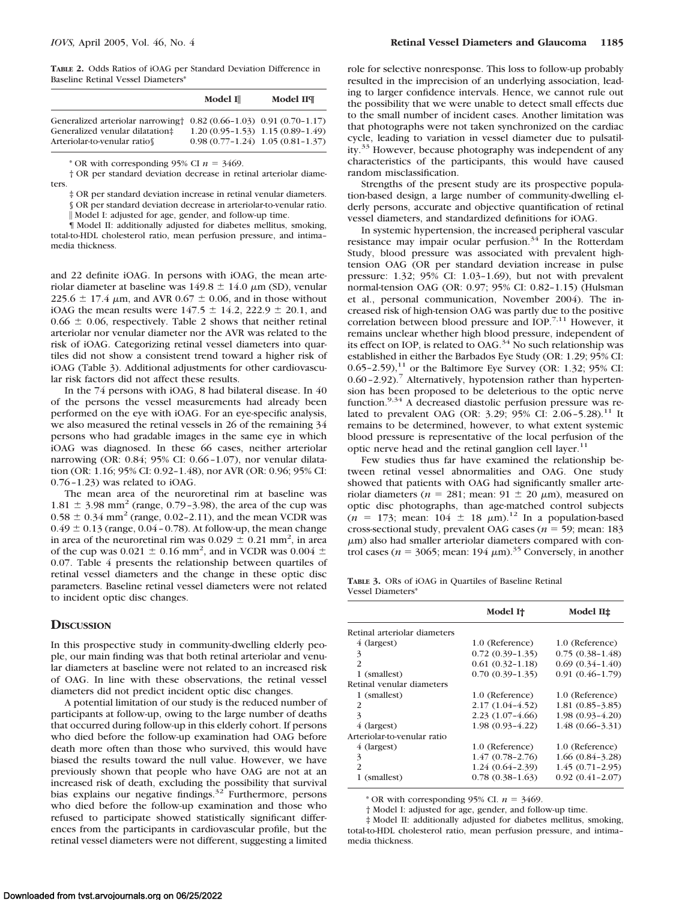**TABLE 2.** Odds Ratios of iOAG per Standard Deviation Difference in Baseline Retinal Vessel Diameters*

| | Model I‖ | Model II¶ |
|---|---|---|
| Generalized arteriolar narrowing† | 0.82 (0.66–1.03) | 0.91 (0.70–1.17) |
| Generalized venular dilatation‡ | 1.20 (0.95–1.53) | 1.15 (0.89–1.49) |
| Arteriolar-to-venular ratio§ | 0.98 (0.77–1.24) | 1.05 (0.81–1.37) |

* OR with corresponding 95% CI $n = 3469$.

† OR per standard deviation decrease in retinal arteriolar diameters.

‡ OR per standard deviation increase in retinal venular diameters.

§ OR per standard deviation decrease in arteriolar-to-venular ratio.

‖ Model I: adjusted for age, gender, and follow-up time.

¶ Model II: additionally adjusted for diabetes mellitus, smoking, total-to-HDL cholesterol ratio, mean perfusion pressure, and intima–media thickness.

and 22 definite iOAG. In persons with iOAG, the mean arteriolar diameter at baseline was $149.8 \pm 14.0$ μm (SD), venular $225.6 \pm 17.4$ μm, and AVR $0.67 \pm 0.06$, and in those without iOAG the mean results were $147.5 \pm 14.2$, $222.9 \pm 20.1$, and $0.66 \pm 0.06$, respectively. Table 2 shows that neither retinal arteriolar nor venular diameter nor the AVR was related to the risk of iOAG. Categorizing retinal vessel diameters into quartiles did not show a consistent trend toward a higher risk of iOAG (Table 3). Additional adjustments for other cardiovascular risk factors did not affect these results.

In the 74 persons with iOAG, 8 had bilateral disease. In 40 of the persons the vessel measurements had already been performed on the eye with iOAG. For an eye-specific analysis, we also measured the retinal vessels in 26 of the remaining 34 persons who had gradable images in the same eye in which iOAG was diagnosed. In these 66 cases, neither arteriolar narrowing (OR: 0.84; 95% CI: 0.66–1.07), nor venular dilatation (OR: 1.16; 95% CI: 0.92–1.48), nor AVR (OR: 0.96; 95% CI: 0.76–1.23) was related to iOAG.

The mean area of the neuroretinal rim at baseline was $1.81 \pm 3.98$ mm$^2$ (range, 0.79–3.98), the area of the cup was $0.58 \pm 0.34$ mm$^2$ (range, 0.02–2.11), and the mean VCDR was $0.49 \pm 0.13$ (range, 0.04–0.78). At follow-up, the mean change in area of the neuroretinal rim was $0.029 \pm 0.21$ mm$^2$, in area of the cup was $0.021 \pm 0.16$ mm$^2$, and in VCDR was $0.004 \pm 0.07$. Table 4 presents the relationship between quartiles of retinal vessel diameters and the change in these optic disc parameters. Baseline retinal vessel diameters were not related to incident optic disc changes.

## Discussion

In this prospective study in community-dwelling elderly people, our main finding was that both retinal arteriolar and venular diameters at baseline were not related to an increased risk of OAG. In line with these observations, the retinal vessel diameters did not predict incident optic disc changes.

A potential limitation of our study is the reduced number of participants at follow-up, owing to the large number of deaths that occurred during follow-up in this elderly cohort. If persons who died before the follow-up examination had OAG before death more often than those who survived, this would have biased the results toward the null value. However, we have previously shown that people who have OAG are not at an increased risk of death, excluding the possibility that survival bias explains our negative findings.[32] Furthermore, persons who died before the follow-up examination and those who refused to participate showed statistically significant differences from the participants in cardiovascular profile, but the retinal vessel diameters were not different, suggesting a limited role for selective nonresponse. This loss to follow-up probably resulted in the imprecision of an underlying association, leading to larger confidence intervals. Hence, we cannot rule out the possibility that we were unable to detect small effects due to the small number of incident cases. Another limitation was that photographs were not taken synchronized on the cardiac cycle, leading to variation in vessel diameter due to pulsatility.[33] However, because photography was independent of any characteristics of the participants, this would have caused random misclassification.

Strengths of the present study are its prospective population-based design, a large number of community-dwelling elderly persons, accurate and objective quantification of retinal vessel diameters, and standardized definitions for iOAG.

In systemic hypertension, the increased peripheral vascular resistance may impair ocular perfusion.[34] In the Rotterdam Study, blood pressure was associated with prevalent high-tension OAG (OR per standard deviation increase in pulse pressure: 1.32; 95% CI: 1.03–1.69), but not with prevalent normal-tension OAG (OR: 0.97; 95% CI: 0.82–1.15) (Hulsman et al., personal communication, November 2004). The increased risk of high-tension OAG was partly due to the positive correlation between blood pressure and IOP.[7,11] However, it remains unclear whether high blood pressure, independent of its effect on IOP, is related to OAG.[34] No such relationship was established in either the Barbados Eye Study (OR: 1.29; 95% CI: 0.65–2.59),[11] or the Baltimore Eye Survey (OR: 1.32; 95% CI: 0.60–2.92).[7] Alternatively, hypotension rather than hypertension has been proposed to be deleterious to the optic nerve function.[9,34] A decreased diastolic perfusion pressure was related to prevalent OAG (OR: 3.29; 95% CI: 2.06–5.28).[11] It remains to be determined, however, to what extent systemic blood pressure is representative of the local perfusion of the optic nerve head and the retinal ganglion cell layer.[11]

Few studies thus far have examined the relationship between retinal vessel abnormalities and OAG. One study showed that patients with OAG had significantly smaller arteriolar diameters ($n = 281$; mean: $91 \pm 20$ μm), measured on optic disc photographs, than age-matched control subjects ($n = 173$; mean: $104 \pm 18$ μm).[12] In a population-based cross-sectional study, prevalent OAG cases ($n = 59$; mean: 183 μm) also had smaller arteriolar diameters compared with control cases ($n = 3065$; mean: 194 μm).[35] Conversely, in another

**TABLE 3.** ORs of iOAG in Quartiles of Baseline Retinal Vessel Diameters*

| | Model I† | Model II‡ |
|---|---|---|
| Retinal arteriolar diameters | | |
| 4 (largest) | 1.0 (Reference) | 1.0 (Reference) |
| 3 | 0.72 (0.39–1.35) | 0.75 (0.38–1.48) |
| 2 | 0.61 (0.32–1.18) | 0.69 (0.34–1.40) |
| 1 (smallest) | 0.70 (0.39–1.35) | 0.91 (0.46–1.79) |
| Retinal venular diameters | | |
| 1 (smallest) | 1.0 (Reference) | 1.0 (Reference) |
| 2 | 2.17 (1.04–4.52) | 1.81 (0.85–3.85) |
| 3 | 2.23 (1.07–4.66) | 1.98 (0.93–4.20) |
| 4 (largest) | 1.98 (0.93–4.22) | 1.48 (0.66–3.31) |
| Arteriolar-to-venular ratio | | |
| 4 (largest) | 1.0 (Reference) | 1.0 (Reference) |
| 3 | 1.47 (0.78–2.76) | 1.66 (0.84–3.28) |
| 2 | 1.24 (0.64–2.39) | 1.45 (0.71–2.95) |
| 1 (smallest) | 0.78 (0.38–1.63) | 0.92 (0.41–2.07) |

* OR with corresponding 95% CI. $n = 3469$.

† Model I: adjusted for age, gender, and follow-up time.

‡ Model II: additionally adjusted for diabetes mellitus, smoking, total-to-HDL cholesterol ratio, mean perfusion pressure, and intima–media thickness.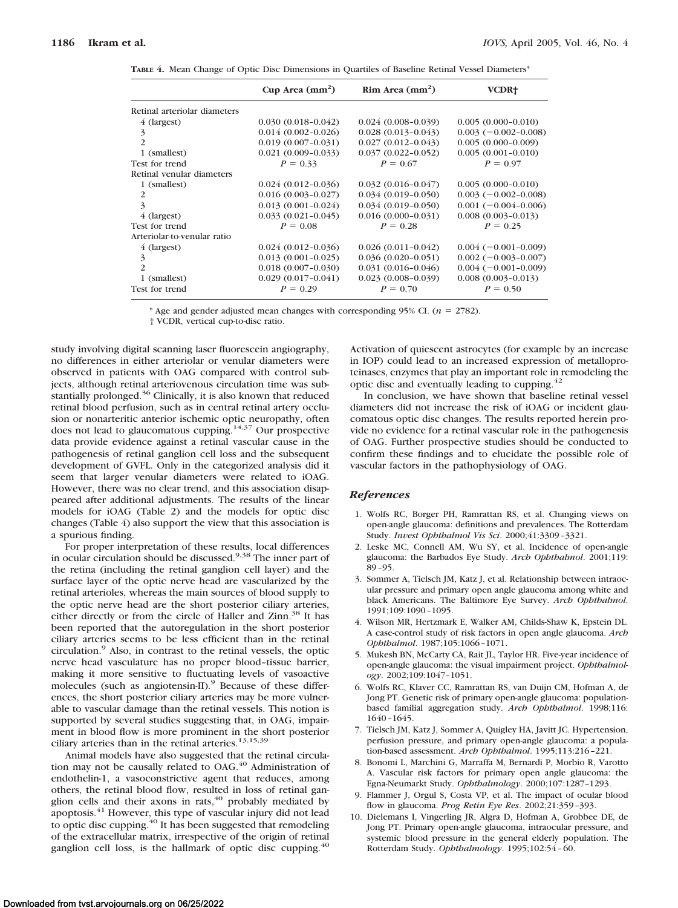**TABLE 4.** Mean Change of Optic Disc Dimensions in Quartiles of Baseline Retinal Vessel Diameters*

| | Cup Area (mm$^2$) | Rim Area (mm$^2$) | VCDR† |
|---|---|---|---|
| Retinal arteriolar diameters | | | |
| 4 (largest) | 0.030 (0.018–0.042) | 0.024 (0.008–0.039) | 0.005 (0.000–0.010) |
| 3 | 0.014 (0.002–0.026) | 0.028 (0.013–0.043) | 0.003 (−0.002–0.008) |
| 2 | 0.019 (0.007–0.031) | 0.027 (0.012–0.043) | 0.005 (0.000–0.009) |
| 1 (smallest) | 0.021 (0.009–0.033) | 0.037 (0.022–0.052) | 0.005 (0.001–0.010) |
| Test for trend | $P = 0.33$ | $P = 0.67$ | $P = 0.97$ |
| Retinal venular diameters | | | |
| 1 (smallest) | 0.024 (0.012–0.036) | 0.032 (0.016–0.047) | 0.005 (0.000–0.010) |
| 2 | 0.016 (0.003–0.027) | 0.034 (0.019–0.050) | 0.003 (−0.002–0.008) |
| 3 | 0.013 (0.001–0.024) | 0.034 (0.019–0.050) | 0.001 (−0.004–0.006) |
| 4 (largest) | 0.033 (0.021–0.045) | 0.016 (0.000–0.031) | 0.008 (0.003–0.013) |
| Test for trend | $P = 0.08$ | $P = 0.28$ | $P = 0.25$ |
| Arteriolar-to-venular ratio | | | |
| 4 (largest) | 0.024 (0.012–0.036) | 0.026 (0.011–0.042) | 0.004 (−0.001–0.009) |
| 3 | 0.013 (0.001–0.025) | 0.036 (0.020–0.051) | 0.002 (−0.003–0.007) |
| 2 | 0.018 (0.007–0.030) | 0.031 (0.016–0.046) | 0.004 (−0.001–0.009) |
| 1 (smallest) | 0.029 (0.017–0.041) | 0.023 (0.008–0.039) | 0.008 (0.003–0.013) |
| Test for trend | $P = 0.29$ | $P = 0.70$ | $P = 0.50$ |

* Age and gender adjusted mean changes with corresponding 95% CI. ($n = 2782$).

† VCDR, vertical cup-to-disc ratio.

study involving digital scanning laser fluorescein angiography, no differences in either arteriolar or venular diameters were observed in patients with OAG compared with control subjects, although retinal arteriovenous circulation time was substantially prolonged.[36] Clinically, it is also known that reduced retinal blood perfusion, such as in central retinal artery occlusion or nonarteritic anterior ischemic optic neuropathy, often does not lead to glaucomatous cupping.[14,37] Our prospective data provide evidence against a retinal vascular cause in the pathogenesis of retinal ganglion cell loss and the subsequent development of GVFL. Only in the categorized analysis did it seem that larger venular diameters were related to iOAG. However, there was no clear trend, and this association disappeared after additional adjustments. The results of the linear models for iOAG (Table 2) and the models for optic disc changes (Table 4) also support the view that this association is a spurious finding.

For proper interpretation of these results, local differences in ocular circulation should be discussed.[9,38] The inner part of the retina (including the retinal ganglion cell layer) and the surface layer of the optic nerve head are vascularized by the retinal arterioles, whereas the main sources of blood supply to the optic nerve head are the short posterior ciliary arteries, either directly or from the circle of Haller and Zinn.[38] It has been reported that the autoregulation in the short posterior ciliary arteries seems to be less efficient than in the retinal circulation.[9] Also, in contrast to the retinal vessels, the optic nerve head vasculature has no proper blood–tissue barrier, making it more sensitive to fluctuating levels of vasoactive molecules (such as angiotensin-II).[9] Because of these differences, the short posterior ciliary arteries may be more vulnerable to vascular damage than the retinal vessels. This notion is supported by several studies suggesting that, in OAG, impairment in blood flow is more prominent in the short posterior ciliary arteries than in the retinal arteries.[13,15,39]

Animal models have also suggested that the retinal circulation may not be causally related to OAG.[40] Administration of endothelin-1, a vasoconstrictive agent that reduces, among others, the retinal blood flow, resulted in loss of retinal ganglion cells and their axons in rats,[40] probably mediated by apoptosis.[41] However, this type of vascular injury did not lead to optic disc cupping.[40] It has been suggested that remodeling of the extracellular matrix, irrespective of the origin of retinal ganglion cell loss, is the hallmark of optic disc cupping.[40] Activation of quiescent astrocytes (for example by an increase in IOP) could lead to an increased expression of metalloproteinases, enzymes that play an important role in remodeling the optic disc and eventually leading to cupping.[42]

In conclusion, we have shown that baseline retinal vessel diameters did not increase the risk of iOAG or incident glaucomatous optic disc changes. The results reported herein provide no evidence for a retinal vascular role in the pathogenesis of OAG. Further prospective studies should be conducted to confirm these findings and to elucidate the possible role of vascular factors in the pathophysiology of OAG.

## References

1. Wolfs RC, Borger PH, Ramrattan RS, et al. Changing views on open-angle glaucoma: definitions and prevalences. The Rotterdam Study. *Invest Ophthalmol Vis Sci*. 2000;41:3309–3321.
2. Leske MC, Connell AM, Wu SY, et al. Incidence of open-angle glaucoma: the Barbados Eye Study. *Arch Ophthalmol*. 2001;119:89–95.
3. Sommer A, Tielsch JM, Katz J, et al. Relationship between intraocular pressure and primary open angle glaucoma among white and black Americans. The Baltimore Eye Survey. *Arch Ophthalmol*. 1991;109:1090–1095.
4. Wilson MR, Hertzmark E, Walker AM, Childs-Shaw K, Epstein DL. A case-control study of risk factors in open angle glaucoma. *Arch Ophthalmol*. 1987;105:1066–1071.
5. Mukesh BN, McCarty CA, Rait JL, Taylor HR. Five-year incidence of open-angle glaucoma: the visual impairment project. *Ophthalmology*. 2002;109:1047–1051.
6. Wolfs RC, Klaver CC, Ramrattan RS, van Duijn CM, Hofman A, de Jong PT. Genetic risk of primary open-angle glaucoma: population-based familial aggregation study. *Arch Ophthalmol*. 1998;116:1640–1645.
7. Tielsch JM, Katz J, Sommer A, Quigley HA, Javitt JC. Hypertension, perfusion pressure, and primary open-angle glaucoma: a population-based assessment. *Arch Ophthalmol*. 1995;113:216–221.
8. Bonomi L, Marchini G, Marraffa M, Bernardi P, Morbio R, Varotto A. Vascular risk factors for primary open angle glaucoma: the Egna-Neumarkt Study. *Ophthalmology*. 2000;107:1287–1293.
9. Flammer J, Orgul S, Costa VP, et al. The impact of ocular blood flow in glaucoma. *Prog Retin Eye Res*. 2002;21:359–393.
10. Dielemans I, Vingerling JR, Algra D, Hofman A, Grobbee DE, de Jong PT. Primary open-angle glaucoma, intraocular pressure, and systemic blood pressure in the general elderly population. The Rotterdam Study. *Ophthalmology*. 1995;102:54–60.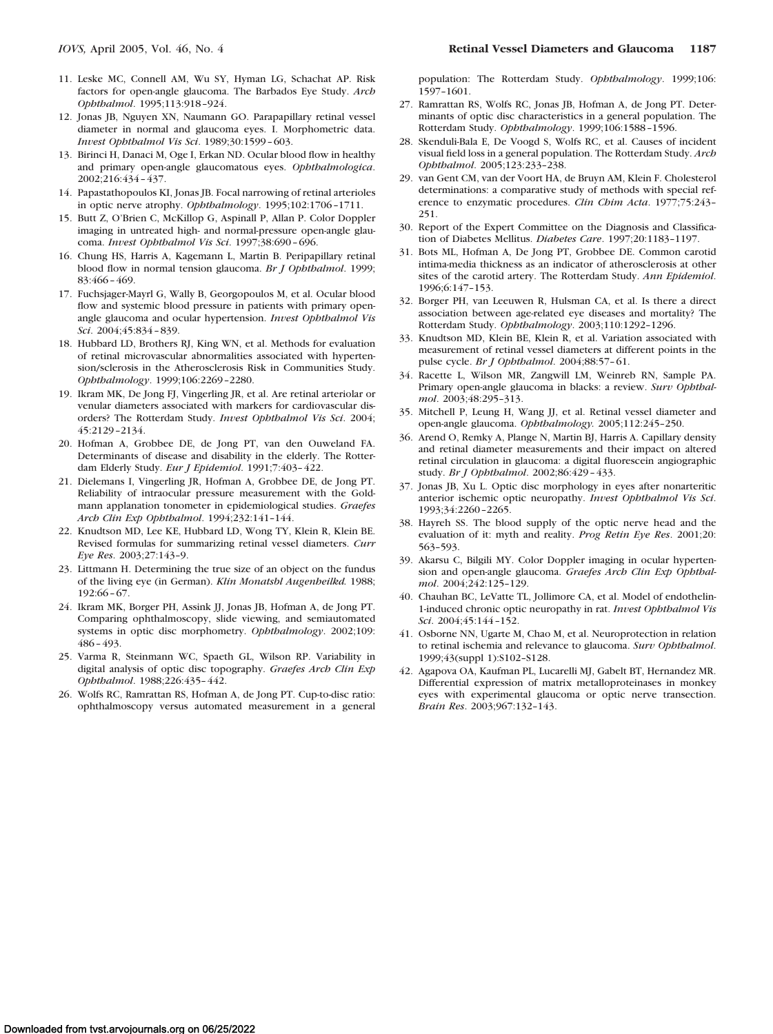11. Leske MC, Connell AM, Wu SY, Hyman LG, Schachat AP. Risk factors for open-angle glaucoma. The Barbados Eye Study. *Arch Ophthalmol*. 1995;113:918–924.
12. Jonas JB, Nguyen XN, Naumann GO. Parapapillary retinal vessel diameter in normal and glaucoma eyes. I. Morphometric data. *Invest Ophthalmol Vis Sci*. 1989;30:1599–603.
13. Birinci H, Danaci M, Oge I, Erkan ND. Ocular blood flow in healthy and primary open-angle glaucomatous eyes. *Ophthalmologica*. 2002;216:434–437.
14. Papastathopoulos KI, Jonas JB. Focal narrowing of retinal arterioles in optic nerve atrophy. *Ophthalmology*. 1995;102:1706–1711.
15. Butt Z, O'Brien C, McKillop G, Aspinall P, Allan P. Color Doppler imaging in untreated high- and normal-pressure open-angle glaucoma. *Invest Ophthalmol Vis Sci*. 1997;38:690–696.
16. Chung HS, Harris A, Kagemann L, Martin B. Peripapillary retinal blood flow in normal tension glaucoma. *Br J Ophthalmol*. 1999;83:466–469.
17. Fuchsjager-Mayrl G, Wally B, Georgopoulos M, et al. Ocular blood flow and systemic blood pressure in patients with primary open-angle glaucoma and ocular hypertension. *Invest Ophthalmol Vis Sci*. 2004;45:834–839.
18. Hubbard LD, Brothers RJ, King WN, et al. Methods for evaluation of retinal microvascular abnormalities associated with hypertension/sclerosis in the Atherosclerosis Risk in Communities Study. *Ophthalmology*. 1999;106:2269–2280.
19. Ikram MK, De Jong FJ, Vingerling JR, et al. Are retinal arteriolar or venular diameters associated with markers for cardiovascular disorders? The Rotterdam Study. *Invest Ophthalmol Vis Sci*. 2004;45:2129–2134.
20. Hofman A, Grobbee DE, de Jong PT, van den Ouweland FA. Determinants of disease and disability in the elderly. The Rotterdam Elderly Study. *Eur J Epidemiol*. 1991;7:403–422.
21. Dielemans I, Vingerling JR, Hofman A, Grobbee DE, de Jong PT. Reliability of intraocular pressure measurement with the Goldmann applanation tonometer in epidemiological studies. *Graefes Arch Clin Exp Ophthalmol*. 1994;232:141–144.
22. Knudtson MD, Lee KE, Hubbard LD, Wong TY, Klein R, Klein BE. Revised formulas for summarizing retinal vessel diameters. *Curr Eye Res*. 2003;27:143–9.
23. Littmann H. Determining the true size of an object on the fundus of the living eye (in German). *Klin Monatsbl Augenheilkd.* 1988;192:66–67.
24. Ikram MK, Borger PH, Assink JJ, Jonas JB, Hofman A, de Jong PT. Comparing ophthalmoscopy, slide viewing, and semiautomated systems in optic disc morphometry. *Ophthalmology*. 2002;109:486–493.
25. Varma R, Steinmann WC, Spaeth GL, Wilson RP. Variability in digital analysis of optic disc topography. *Graefes Arch Clin Exp Ophthalmol*. 1988;226:435–442.
26. Wolfs RC, Ramrattan RS, Hofman A, de Jong PT. Cup-to-disc ratio: ophthalmoscopy versus automated measurement in a general population: The Rotterdam Study. *Ophthalmology*. 1999;106:1597–1601.
27. Ramrattan RS, Wolfs RC, Jonas JB, Hofman A, de Jong PT. Determinants of optic disc characteristics in a general population. The Rotterdam Study. *Ophthalmology*. 1999;106:1588–1596.
28. Skenduli-Bala E, De Voogd S, Wolfs RC, et al. Causes of incident visual field loss in a general population. The Rotterdam Study. *Arch Ophthalmol*. 2005;123:233–238.
29. van Gent CM, van der Voort HA, de Bruyn AM, Klein F. Cholesterol determinations: a comparative study of methods with special reference to enzymatic procedures. *Clin Chim Acta*. 1977;75:243–251.
30. Report of the Expert Committee on the Diagnosis and Classification of Diabetes Mellitus. *Diabetes Care*. 1997;20:1183–1197.
31. Bots ML, Hofman A, De Jong PT, Grobbee DE. Common carotid intima-media thickness as an indicator of atherosclerosis at other sites of the carotid artery. The Rotterdam Study. *Ann Epidemiol*. 1996;6:147–153.
32. Borger PH, van Leeuwen R, Hulsman CA, et al. Is there a direct association between age-related eye diseases and mortality? The Rotterdam Study. *Ophthalmology*. 2003;110:1292–1296.
33. Knudtson MD, Klein BE, Klein R, et al. Variation associated with measurement of retinal vessel diameters at different points in the pulse cycle. *Br J Ophthalmol*. 2004;88:57–61.
34. Racette L, Wilson MR, Zangwill LM, Weinreb RN, Sample PA. Primary open-angle glaucoma in blacks: a review. *Surv Ophthalmol*. 2003;48:295–313.
35. Mitchell P, Leung H, Wang JJ, et al. Retinal vessel diameter and open-angle glaucoma. *Ophthalmology.* 2005;112:245–250.
36. Arend O, Remky A, Plange N, Martin BJ, Harris A. Capillary density and retinal diameter measurements and their impact on altered retinal circulation in glaucoma: a digital fluorescein angiographic study. *Br J Ophthalmol*. 2002;86:429–433.
37. Jonas JB, Xu L. Optic disc morphology in eyes after nonarteritic anterior ischemic optic neuropathy. *Invest Ophthalmol Vis Sci*. 1993;34:2260–2265.
38. Hayreh SS. The blood supply of the optic nerve head and the evaluation of it: myth and reality. *Prog Retin Eye Res*. 2001;20:563–593.
39. Akarsu C, Bilgili MY. Color Doppler imaging in ocular hypertension and open-angle glaucoma. *Graefes Arch Clin Exp Ophthalmol*. 2004;242:125–129.
40. Chauhan BC, LeVatte TL, Jollimore CA, et al. Model of endothelin-1-induced chronic optic neuropathy in rat. *Invest Ophthalmol Vis Sci*. 2004;45:144–152.
41. Osborne NN, Ugarte M, Chao M, et al. Neuroprotection in relation to retinal ischemia and relevance to glaucoma. *Surv Ophthalmol*. 1999;43(suppl 1):S102–S128.
42. Agapova OA, Kaufman PL, Lucarelli MJ, Gabelt BT, Hernandez MR. Differential expression of matrix metalloproteinases in monkey eyes with experimental glaucoma or optic nerve transection. *Brain Res*. 2003;967:132–143.